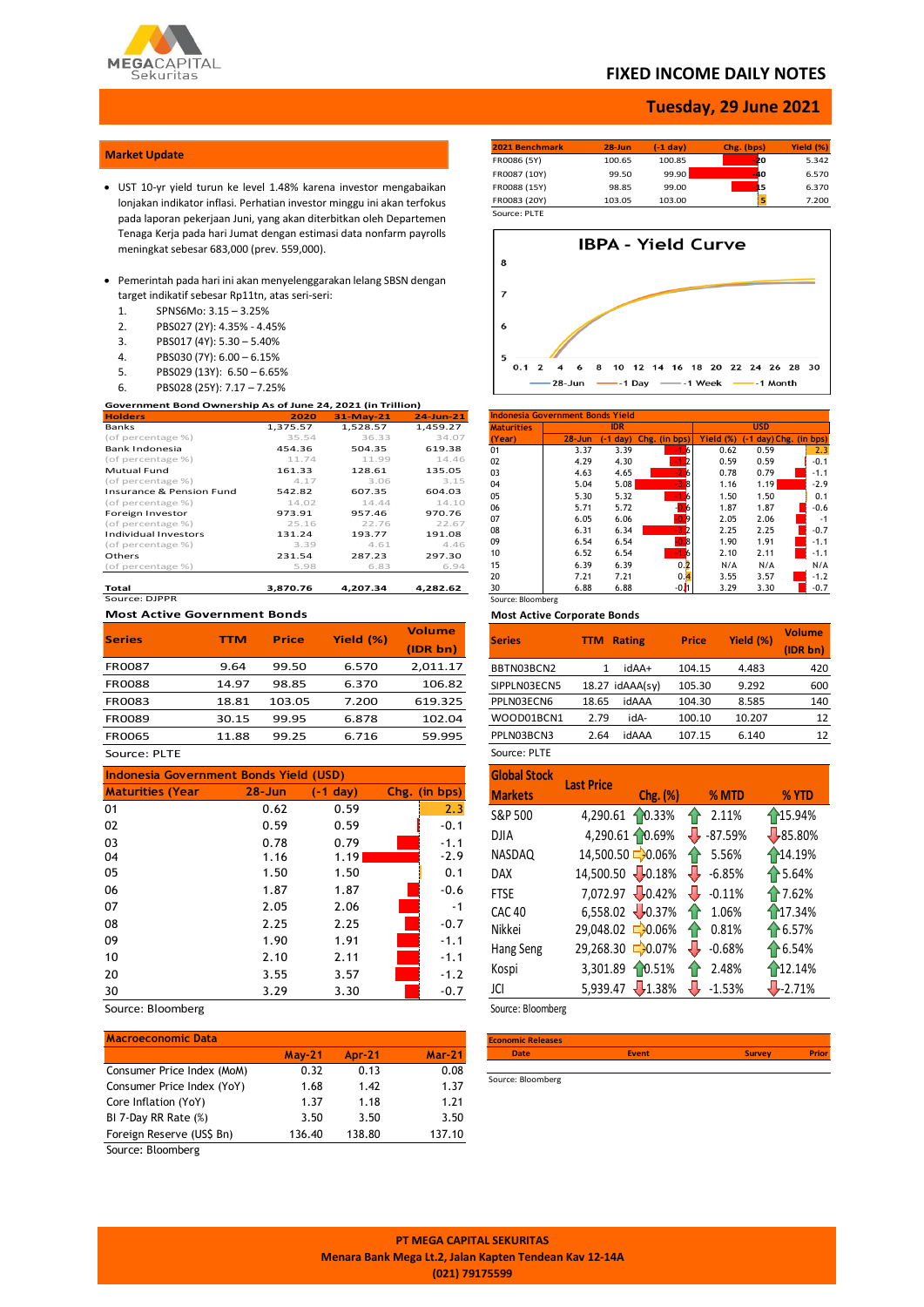# FIXED INCOME DAILY NOTES

**Tuesday, 29 June 2021**

## Market Update

- UST 10-yr yield turun ke level 1.48% karena investor mengabaikan lonjakan indikator inflasi. Perhatian investor minggu ini akan terfokus pada laporan pekerjaan Juni, yang akan diterbitkan oleh Departemen Tenaga Kerja pada hari Jumat dengan estimasi data nonfarm payrolls meningkat sebesar 683,000 (prev. 559,000).

- Pemerintah pada hari ini akan menyelenggarakan lelang SBSN dengan target indikatif sebesar Rp11tn, atas seri-seri:
  1. SPNS6Mo: 3.15 – 3.25%
  2. PBS027 (2Y): 4.35% - 4.45%
  3. PBS017 (4Y): 5.30 – 5.40%
  4. PBS030 (7Y): 6.00 – 6.15%
  5. PBS029 (13Y): 6.50 – 6.65%
  6. PBS028 (25Y): 7.17 – 7.25%

| 2021 Benchmark | 28-Jun | (-1 day) | Chg. (bps) | Yield (%) |
|---|---|---|---|---|
| FR0086 (5Y) | 100.65 | 100.85 | -20 | 5.342 |
| FR0087 (10Y) | 99.50 | 99.90 | -40 | 6.570 |
| FR0088 (15Y) | 98.85 | 99.00 | -15 | 6.370 |
| FR0083 (20Y) | 103.05 | 103.00 | 5 | 7.200 |

Source: PLTE

**IBPA - Yield Curve**

28-Jun, -1 Day, -1 Week, -1 Month

### Government Bond Ownership As of June 24, 2021 (in Trillion)

| Holders | 2020 | 31-May-21 | 24-Jun-21 |
|---|---|---|---|
| Banks | 1,375.57 | 1,528.57 | 1,459.27 |
| (of percentage %) | 35.54 | 36.33 | 34.07 |
| Bank Indonesia | 454.36 | 504.35 | 619.38 |
| (of percentage %) | 11.74 | 11.99 | 14.46 |
| Mutual Fund | 161.33 | 128.61 | 135.05 |
| (of percentage %) | 4.17 | 3.06 | 3.15 |
| Insurance & Pension Fund | 542.82 | 607.35 | 604.03 |
| (of percentage %) | 14.02 | 14.44 | 14.10 |
| Foreign Investor | 973.91 | 957.46 | 970.76 |
| (of percentage %) | 25.16 | 22.76 | 22.67 |
| Individual Investors | 131.24 | 193.77 | 191.08 |
| (of percentage %) | 3.39 | 4.61 | 4.46 |
| Others | 231.54 | 287.23 | 297.30 |
| (of percentage %) | 5.98 | 6.83 | 6.94 |
| Total | 3,870.76 | 4,207.34 | 4,282.62 |

Source: DJPPR

### Indonesia Government Bonds Yield

| Maturities (Year) | IDR 28-Jun | IDR (-1 day) | IDR Chg. (in bps) | USD Yield (%) | USD (-1 day) | USD Chg. (in bps) |
|---|---|---|---|---|---|---|
| 01 | 3.37 | 3.39 | -1.6 | 0.62 | 0.59 | 2.3 |
| 02 | 4.29 | 4.30 | -1.2 | 0.59 | 0.59 | -0.1 |
| 03 | 4.63 | 4.65 | -2.6 | 0.78 | 0.79 | -1.1 |
| 04 | 5.04 | 5.08 | -3.8 | 1.16 | 1.19 | -2.9 |
| 05 | 5.30 | 5.32 | -1.6 | 1.50 | 1.50 | 0.1 |
| 06 | 5.71 | 5.72 | -0.6 | 1.87 | 1.87 | -0.6 |
| 07 | 6.05 | 6.06 | -0.9 | 2.05 | 2.06 | -1 |
| 08 | 6.31 | 6.34 | -3.2 | 2.25 | 2.25 | -0.7 |
| 09 | 6.54 | 6.54 | -0.8 | 1.90 | 1.91 | -1.1 |
| 10 | 6.52 | 6.54 | -1.6 | 2.10 | 2.11 | -1.1 |
| 15 | 6.39 | 6.39 | 0.2 | N/A | N/A | N/A |
| 20 | 7.21 | 7.21 | 0.4 | 3.55 | 3.57 | -1.2 |
| 30 | 6.88 | 6.88 | -0.1 | 3.29 | 3.30 | -0.7 |

Source: Bloomberg

### Most Active Government Bonds

| Series | TTM | Price | Yield (%) | Volume (IDR bn) |
|---|---|---|---|---|
| FR0087 | 9.64 | 99.50 | 6.570 | 2,011.17 |
| FR0088 | 14.97 | 98.85 | 6.370 | 106.82 |
| FR0083 | 18.81 | 103.05 | 7.200 | 619.325 |
| FR0089 | 30.15 | 99.95 | 6.878 | 102.04 |
| FR0065 | 11.88 | 99.25 | 6.716 | 59.995 |

Source: PLTE

### Most Active Corporate Bonds

| Series | TTM | Rating | Price | Yield (%) | Volume (IDR bn) |
|---|---|---|---|---|---|
| BBTN03BCN2 | 1 | idAA+ | 104.15 | 4.483 | 420 |
| SIPPLN03ECN5 | 18.27 | idAAA(sy) | 105.30 | 9.292 | 600 |
| PPLN03ECN6 | 18.65 | idAAA | 104.30 | 8.585 | 140 |
| WOOD01BCN1 | 2.79 | idA- | 100.10 | 10.207 | 12 |
| PPLN03BCN3 | 2.64 | idAAA | 107.15 | 6.140 | 12 |

Source: PLTE

### Indonesia Government Bonds Yield (USD)

| Maturities (Year | 28-Jun | (-1 day) | Chg. (in bps) |
|---|---|---|---|
| 01 | 0.62 | 0.59 | 2.3 |
| 02 | 0.59 | 0.59 | -0.1 |
| 03 | 0.78 | 0.79 | -1.1 |
| 04 | 1.16 | 1.19 | -2.9 |
| 05 | 1.50 | 1.50 | 0.1 |
| 06 | 1.87 | 1.87 | -0.6 |
| 07 | 2.05 | 2.06 | -1 |
| 08 | 2.25 | 2.25 | -0.7 |
| 09 | 1.90 | 1.91 | -1.1 |
| 10 | 2.10 | 2.11 | -1.1 |
| 20 | 3.55 | 3.57 | -1.2 |
| 30 | 3.29 | 3.30 | -0.7 |

Source: Bloomberg

### Global Stock Markets

| Global Stock Markets | Last Price | Chg. (%) | % MTD | % YTD |
|---|---|---|---|---|
| S&P 500 | 4,290.61 | 0.33% | 2.11% | 15.94% |
| DJIA | 4,290.61 | 0.69% | -87.59% | -85.80% |
| NASDAQ | 14,500.50 | 0.06% | 5.56% | 14.19% |
| DAX | 14,500.50 | -0.18% | -6.85% | 5.64% |
| FTSE | 7,072.97 | -0.42% | -0.11% | 7.62% |
| CAC 40 | 6,558.02 | -0.37% | 1.06% | 17.34% |
| Nikkei | 29,048.02 | 0.06% | 0.81% | 6.57% |
| Hang Seng | 29,268.30 | 0.07% | -0.68% | 6.54% |
| Kospi | 3,301.89 | 0.51% | 2.48% | 12.14% |
| JCI | 5,939.47 | -1.38% | -1.53% | -2.71% |

Source: Bloomberg

### Macroeconomic Data

| | May-21 | Apr-21 | Mar-21 |
|---|---|---|---|
| Consumer Price Index (MoM) | 0.32 | 0.13 | 0.08 |
| Consumer Price Index (YoY) | 1.68 | 1.42 | 1.37 |
| Core Inflation (YoY) | 1.37 | 1.18 | 1.21 |
| BI 7-Day RR Rate (%) | 3.50 | 3.50 | 3.50 |
| Foreign Reserve (US$ Bn) | 136.40 | 138.80 | 137.10 |

Source: Bloomberg

### Economic Releases

| Date | Event | Survey | Prior |
|---|---|---|---|

Source: Bloomberg

PT MEGA CAPITAL SEKURITAS
Menara Bank Mega Lt.2, Jalan Kapten Tendean Kav 12-14A
(021) 79175599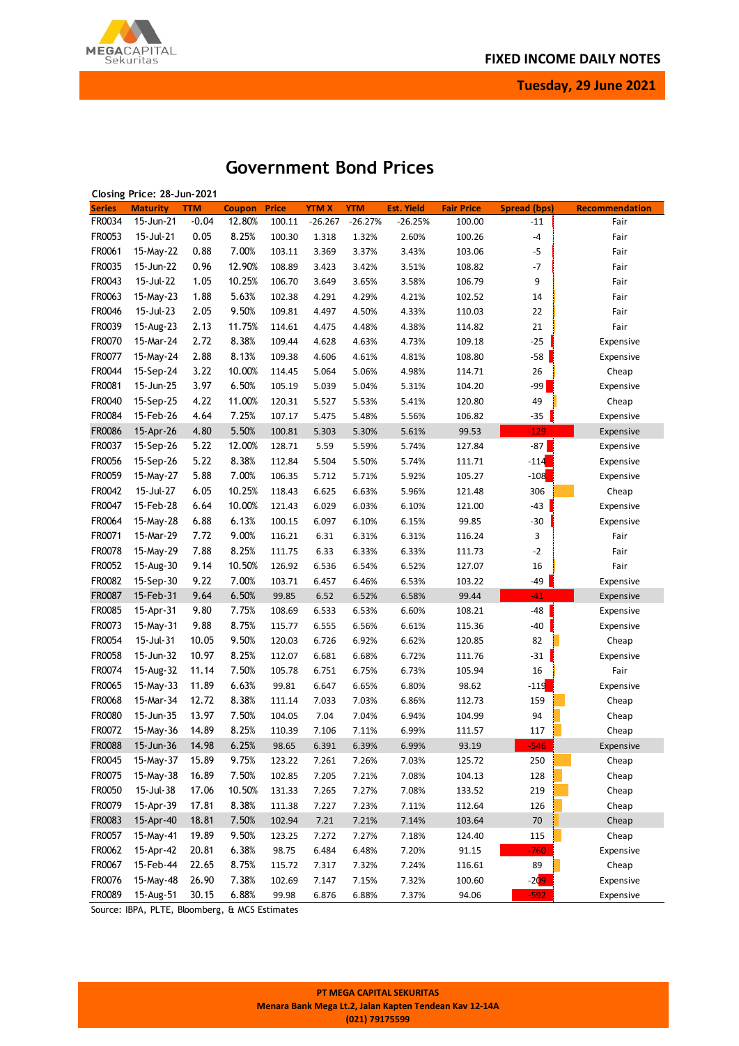# Government Bond Prices

**Closing Price: 28-Jun-2021**

| Series | Maturity | TTM | Coupon | Price | YTM X | YTM | Est. Yield | Fair Price | Spread (bps) | Recommendation |
|---|---|---|---|---|---|---|---|---|---|---|
| FR0034 | 15-Jun-21 | -0.04 | 12.80% | 100.11 | -26.267 | -26.27% | -26.25% | 100.00 | -11 | Fair |
| FR0053 | 15-Jul-21 | 0.05 | 8.25% | 100.30 | 1.318 | 1.32% | 2.60% | 100.26 | -4 | Fair |
| FR0061 | 15-May-22 | 0.88 | 7.00% | 103.11 | 3.369 | 3.37% | 3.43% | 103.06 | -5 | Fair |
| FR0035 | 15-Jun-22 | 0.96 | 12.90% | 108.89 | 3.423 | 3.42% | 3.51% | 108.82 | -7 | Fair |
| FR0043 | 15-Jul-22 | 1.05 | 10.25% | 106.70 | 3.649 | 3.65% | 3.58% | 106.79 | 9 | Fair |
| FR0063 | 15-May-23 | 1.88 | 5.63% | 102.38 | 4.291 | 4.29% | 4.21% | 102.52 | 14 | Fair |
| FR0046 | 15-Jul-23 | 2.05 | 9.50% | 109.81 | 4.497 | 4.50% | 4.33% | 110.03 | 22 | Fair |
| FR0039 | 15-Aug-23 | 2.13 | 11.75% | 114.61 | 4.475 | 4.48% | 4.38% | 114.82 | 21 | Fair |
| FR0070 | 15-Mar-24 | 2.72 | 8.38% | 109.44 | 4.628 | 4.63% | 4.73% | 109.18 | -25 | Expensive |
| FR0077 | 15-May-24 | 2.88 | 8.13% | 109.38 | 4.606 | 4.61% | 4.81% | 108.80 | -58 | Expensive |
| FR0044 | 15-Sep-24 | 3.22 | 10.00% | 114.45 | 5.064 | 5.06% | 4.98% | 114.71 | 26 | Cheap |
| FR0081 | 15-Jun-25 | 3.97 | 6.50% | 105.19 | 5.039 | 5.04% | 5.31% | 104.20 | -99 | Expensive |
| FR0040 | 15-Sep-25 | 4.22 | 11.00% | 120.31 | 5.527 | 5.53% | 5.41% | 120.80 | 49 | Cheap |
| FR0084 | 15-Feb-26 | 4.64 | 7.25% | 107.17 | 5.475 | 5.48% | 5.56% | 106.82 | -35 | Expensive |
| FR0086 | 15-Apr-26 | 4.80 | 5.50% | 100.81 | 5.303 | 5.30% | 5.61% | 99.53 | -129 | Expensive |
| FR0037 | 15-Sep-26 | 5.22 | 12.00% | 128.71 | 5.59 | 5.59% | 5.74% | 127.84 | -87 | Expensive |
| FR0056 | 15-Sep-26 | 5.22 | 8.38% | 112.84 | 5.504 | 5.50% | 5.74% | 111.71 | -114 | Expensive |
| FR0059 | 15-May-27 | 5.88 | 7.00% | 106.35 | 5.712 | 5.71% | 5.92% | 105.27 | -108 | Expensive |
| FR0042 | 15-Jul-27 | 6.05 | 10.25% | 118.43 | 6.625 | 6.63% | 5.96% | 121.48 | 306 | Cheap |
| FR0047 | 15-Feb-28 | 6.64 | 10.00% | 121.43 | 6.029 | 6.03% | 6.10% | 121.00 | -43 | Expensive |
| FR0064 | 15-May-28 | 6.88 | 6.13% | 100.15 | 6.097 | 6.10% | 6.15% | 99.85 | -30 | Expensive |
| FR0071 | 15-Mar-29 | 7.72 | 9.00% | 116.21 | 6.31 | 6.31% | 6.31% | 116.24 | 3 | Fair |
| FR0078 | 15-May-29 | 7.88 | 8.25% | 111.75 | 6.33 | 6.33% | 6.33% | 111.73 | -2 | Fair |
| FR0052 | 15-Aug-30 | 9.14 | 10.50% | 126.92 | 6.536 | 6.54% | 6.52% | 127.07 | 16 | Fair |
| FR0082 | 15-Sep-30 | 9.22 | 7.00% | 103.71 | 6.457 | 6.46% | 6.53% | 103.22 | -49 | Expensive |
| FR0087 | 15-Feb-31 | 9.64 | 6.50% | 99.85 | 6.52 | 6.52% | 6.58% | 99.44 | -41 | Expensive |
| FR0085 | 15-Apr-31 | 9.80 | 7.75% | 108.69 | 6.533 | 6.53% | 6.60% | 108.21 | -48 | Expensive |
| FR0073 | 15-May-31 | 9.88 | 8.75% | 115.77 | 6.555 | 6.56% | 6.61% | 115.36 | -40 | Expensive |
| FR0054 | 15-Jul-31 | 10.05 | 9.50% | 120.03 | 6.726 | 6.92% | 6.62% | 120.85 | 82 | Cheap |
| FR0058 | 15-Jun-32 | 10.97 | 8.25% | 112.07 | 6.681 | 6.68% | 6.72% | 111.76 | -31 | Expensive |
| FR0074 | 15-Aug-32 | 11.14 | 7.50% | 105.78 | 6.751 | 6.75% | 6.73% | 105.94 | 16 | Fair |
| FR0065 | 15-May-33 | 11.89 | 6.63% | 99.81 | 6.647 | 6.65% | 6.80% | 98.62 | -119 | Expensive |
| FR0068 | 15-Mar-34 | 12.72 | 8.38% | 111.14 | 7.033 | 7.03% | 6.86% | 112.73 | 159 | Cheap |
| FR0080 | 15-Jun-35 | 13.97 | 7.50% | 104.05 | 7.04 | 7.04% | 6.94% | 104.99 | 94 | Cheap |
| FR0072 | 15-May-36 | 14.89 | 8.25% | 110.39 | 7.106 | 7.11% | 6.99% | 111.57 | 117 | Cheap |
| FR0088 | 15-Jun-36 | 14.98 | 6.25% | 98.65 | 6.391 | 6.39% | 6.99% | 93.19 | -546 | Expensive |
| FR0045 | 15-May-37 | 15.89 | 9.75% | 123.22 | 7.261 | 7.26% | 7.03% | 125.72 | 250 | Cheap |
| FR0075 | 15-May-38 | 16.89 | 7.50% | 102.85 | 7.205 | 7.21% | 7.08% | 104.13 | 128 | Cheap |
| FR0050 | 15-Jul-38 | 17.06 | 10.50% | 131.33 | 7.265 | 7.27% | 7.08% | 133.52 | 219 | Cheap |
| FR0079 | 15-Apr-39 | 17.81 | 8.38% | 111.38 | 7.227 | 7.23% | 7.11% | 112.64 | 126 | Cheap |
| FR0083 | 15-Apr-40 | 18.81 | 7.50% | 102.94 | 7.21 | 7.21% | 7.14% | 103.64 | 70 | Cheap |
| FR0057 | 15-May-41 | 19.89 | 9.50% | 123.25 | 7.272 | 7.27% | 7.18% | 124.40 | 115 | Cheap |
| FR0062 | 15-Apr-42 | 20.81 | 6.38% | 98.75 | 6.484 | 6.48% | 7.20% | 91.15 | -760 | Expensive |
| FR0067 | 15-Feb-44 | 22.65 | 8.75% | 115.72 | 7.317 | 7.32% | 7.24% | 116.61 | 89 | Cheap |
| FR0076 | 15-May-48 | 26.90 | 7.38% | 102.69 | 7.147 | 7.15% | 7.32% | 100.60 | -209 | Expensive |
| FR0089 | 15-Aug-51 | 30.15 | 6.88% | 99.98 | 6.876 | 6.88% | 7.37% | 94.06 | -592 | Expensive |

Source: IBPA, PLTE, Bloomberg, & MCS Estimates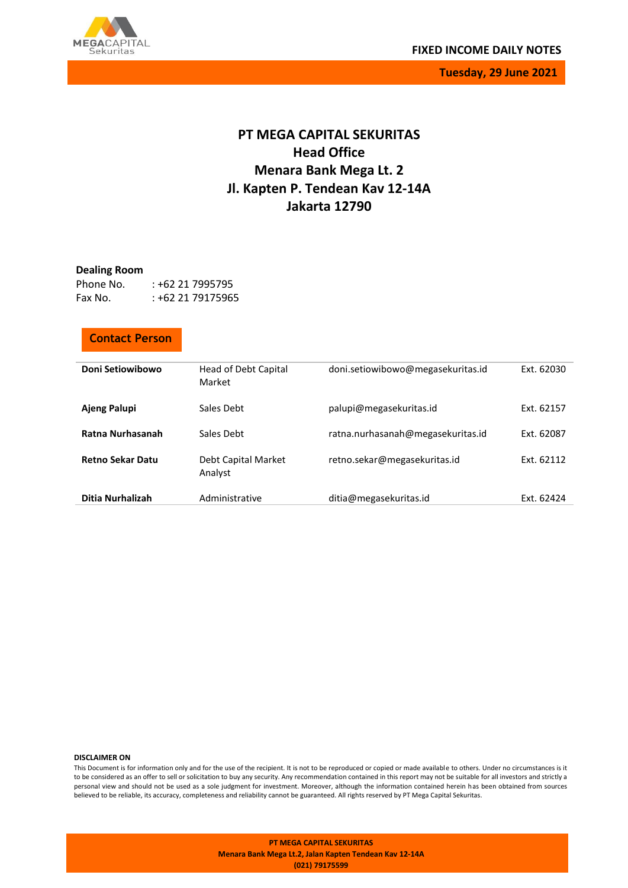# PT MEGA CAPITAL SEKURITAS
## Head Office
## Menara Bank Mega Lt. 2
## Jl. Kapten P. Tendean Kav 12-14A
## Jakarta 12790

**Dealing Room**
Phone No. : +62 21 7995795
Fax No. : +62 21 79175965

## Contact Person

| | | | |
|---|---|---|---|
| **Doni Setiowibowo** | Head of Debt Capital Market | doni.setiowibowo@megasekuritas.id | Ext. 62030 |
| **Ajeng Palupi** | Sales Debt | palupi@megasekuritas.id | Ext. 62157 |
| **Ratna Nurhasanah** | Sales Debt | ratna.nurhasanah@megasekuritas.id | Ext. 62087 |
| **Retno Sekar Datu** | Debt Capital Market Analyst | retno.sekar@megasekuritas.id | Ext. 62112 |
| **Ditia Nurhalizah** | Administrative | ditia@megasekuritas.id | Ext. 62424 |

**DISCLAIMER ON**
This Document is for information only and for the use of the recipient. It is not to be reproduced or copied or made available to others. Under no circumstances is it to be considered as an offer to sell or solicitation to buy any security. Any recommendation contained in this report may not be suitable for all investors and strictly a personal view and should not be used as a sole judgment for investment. Moreover, although the information contained herein has been obtained from sources believed to be reliable, its accuracy, completeness and reliability cannot be guaranteed. All rights reserved by PT Mega Capital Sekuritas.

**PT MEGA CAPITAL SEKURITAS**
**Menara Bank Mega Lt.2, Jalan Kapten Tendean Kav 12-14A**
**(021) 79175599**